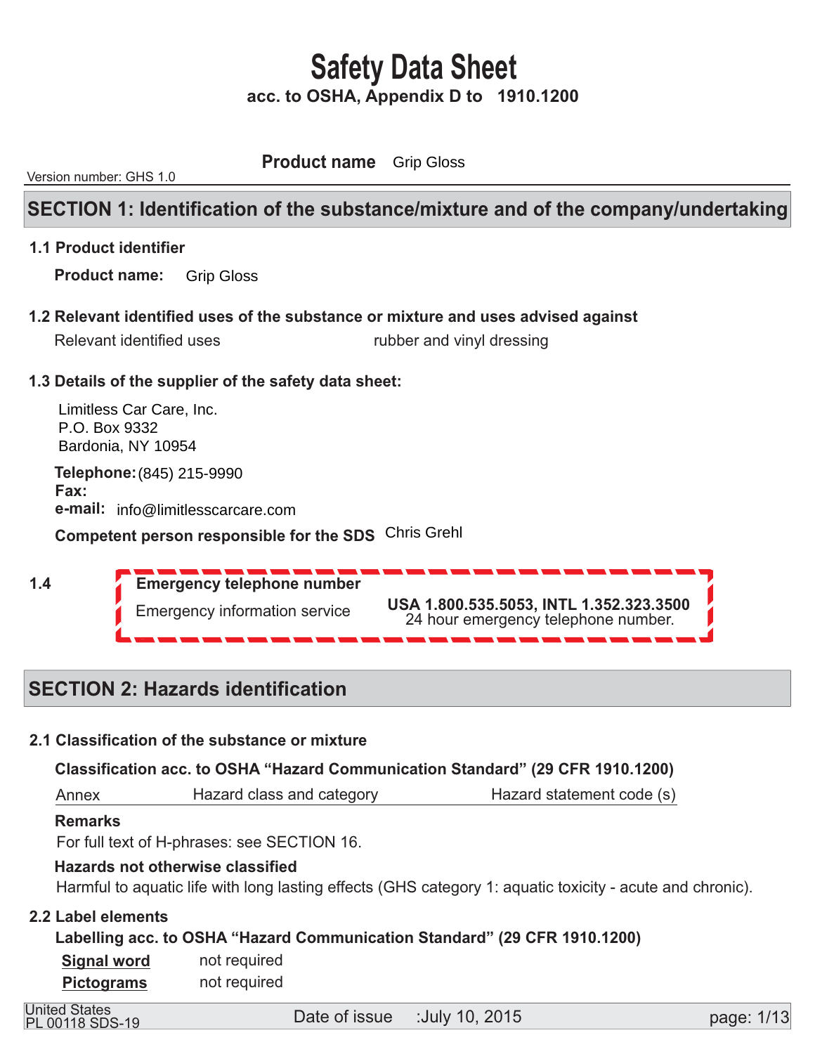# Safety Data Sheet

**acc. to OSHA, Appendix D to 1910.1200**

Version number: GHS 1.0

**Product name** Grip Gloss

## SECTION 1: Identification of the substance/mixture and of the company/undertaking

### 1.1 Product identifier

**Product name:** Grip Gloss

### 1.2 Relevant identified uses of the substance or mixture and uses advised against

Relevant identified uses — rubber and vinyl dressing

### 1.3 Details of the supplier of the safety data sheet:

Limitless Car Care, Inc.
P.O. Box 9332
Bardonia, NY 10954

**Telephone:** (845) 215-9990
**Fax:**
**e-mail:** info@limitlesscarcare.com

**Competent person responsible for the SDS** Chris Grehl

### 1.4 Emergency telephone number

Emergency information service — **USA 1.800.535.5053, INTL 1.352.323.3500**
24 hour emergency telephone number.

## SECTION 2: Hazards identification

### 2.1 Classification of the substance or mixture

**Classification acc. to OSHA "Hazard Communication Standard" (29 CFR 1910.1200)**

| Annex | Hazard class and category | Hazard statement code (s) |
|---|---|---|

**Remarks**

For full text of H-phrases: see SECTION 16.

**Hazards not otherwise classified**

Harmful to aquatic life with long lasting effects (GHS category 1: aquatic toxicity - acute and chronic).

### 2.2 Label elements

**Labelling acc. to OSHA "Hazard Communication Standard" (29 CFR 1910.1200)**

**Signal word** not required

**Pictograms** not required

United States
PL 00118 SDS-19
Date of issue :July 10, 2015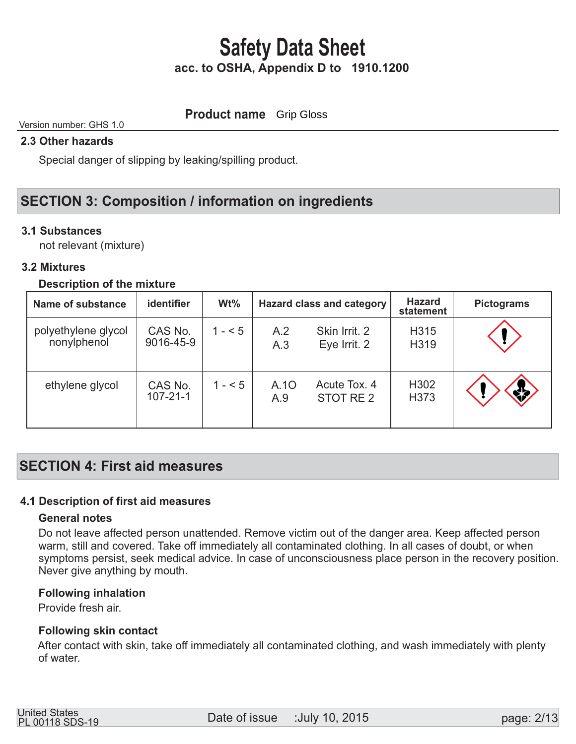## 2.3 Other hazards

Special danger of slipping by leaking/spilling product.

## SECTION 3: Composition / information on ingredients

### 3.1 Substances

not relevant (mixture)

### 3.2 Mixtures

**Description of the mixture**

| Name of substance | identifier | Wt% | Hazard class and category | | Hazard statement | Pictograms |
|---|---|---|---|---|---|---|
| polyethylene glycol nonylphenol | CAS No. 9016-45-9 | 1 - < 5 | A.2<br>A.3 | Skin Irrit. 2<br>Eye Irrit. 2 | H315<br>H319 | |
| ethylene glycol | CAS No. 107-21-1 | 1 - < 5 | A.1O<br>A.9 | Acute Tox. 4<br>STOT RE 2 | H302<br>H373 | |

## SECTION 4: First aid measures

### 4.1 Description of first aid measures

**General notes**

Do not leave affected person unattended. Remove victim out of the danger area. Keep affected person warm, still and covered. Take off immediately all contaminated clothing. In all cases of doubt, or when symptoms persist, seek medical advice. In case of unconsciousness place person in the recovery position. Never give anything by mouth.

**Following inhalation**

Provide fresh air.

**Following skin contact**

After contact with skin, take off immediately all contaminated clothing, and wash immediately with plenty of water.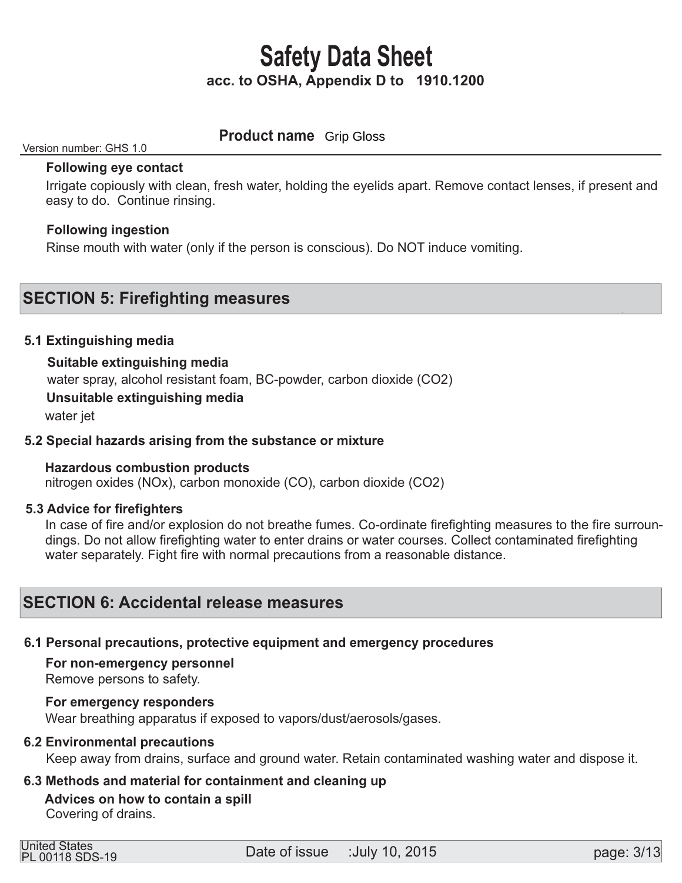**Following eye contact**

Irrigate copiously with clean, fresh water, holding the eyelids apart. Remove contact lenses, if present and easy to do. Continue rinsing.

**Following ingestion**

Rinse mouth with water (only if the person is conscious). Do NOT induce vomiting.

## SECTION 5: Firefighting measures

### 5.1 Extinguishing media

**Suitable extinguishing media**

water spray, alcohol resistant foam, BC-powder, carbon dioxide ($CO_2$)

**Unsuitable extinguishing media**

water jet

### 5.2 Special hazards arising from the substance or mixture

**Hazardous combustion products**

nitrogen oxides ($NO_x$), carbon monoxide (CO), carbon dioxide ($CO_2$)

### 5.3 Advice for firefighters

In case of fire and/or explosion do not breathe fumes. Co-ordinate firefighting measures to the fire surroundings. Do not allow firefighting water to enter drains or water courses. Collect contaminated firefighting water separately. Fight fire with normal precautions from a reasonable distance.

## SECTION 6: Accidental release measures

### 6.1 Personal precautions, protective equipment and emergency procedures

**For non-emergency personnel**

Remove persons to safety.

**For emergency responders**

Wear breathing apparatus if exposed to vapors/dust/aerosols/gases.

### 6.2 Environmental precautions

Keep away from drains, surface and ground water. Retain contaminated washing water and dispose it.

### 6.3 Methods and material for containment and cleaning up

**Advices on how to contain a spill**

Covering of drains.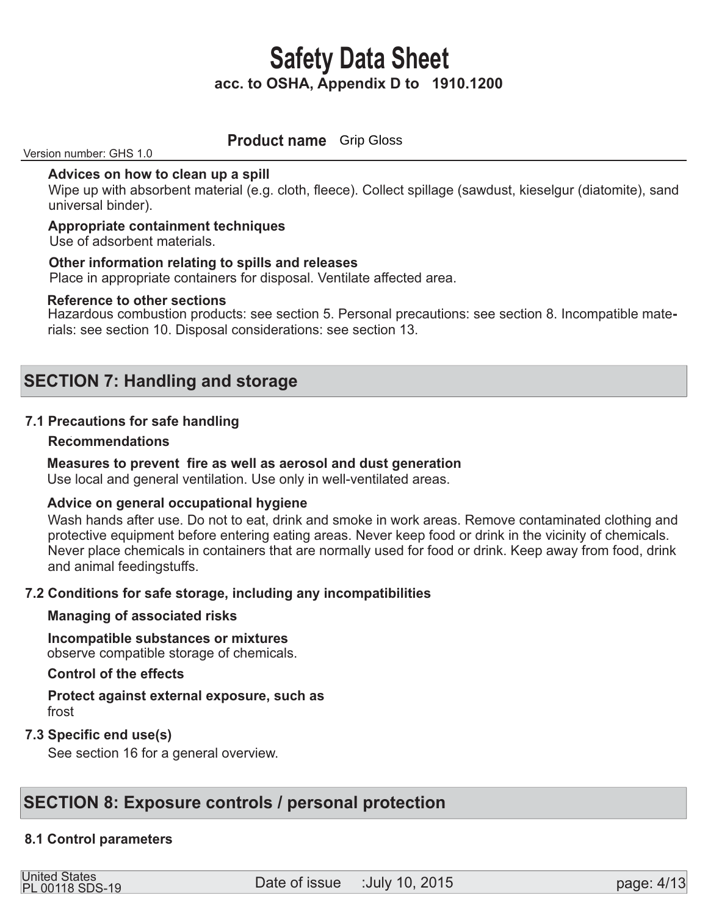**Advices on how to clean up a spill**

Wipe up with absorbent material (e.g. cloth, fleece). Collect spillage (sawdust, kieselgur (diatomite), sand universal binder).

**Appropriate containment techniques**

Use of adsorbent materials.

**Other information relating to spills and releases**

Place in appropriate containers for disposal. Ventilate affected area.

**Reference to other sections**

Hazardous combustion products: see section 5. Personal precautions: see section 8. Incompatible materials: see section 10. Disposal considerations: see section 13.

## SECTION 7: Handling and storage

### 7.1 Precautions for safe handling

**Recommendations**

**Measures to prevent fire as well as aerosol and dust generation**

Use local and general ventilation. Use only in well-ventilated areas.

**Advice on general occupational hygiene**

Wash hands after use. Do not to eat, drink and smoke in work areas. Remove contaminated clothing and protective equipment before entering eating areas. Never keep food or drink in the vicinity of chemicals. Never place chemicals in containers that are normally used for food or drink. Keep away from food, drink and animal feedingstuffs.

### 7.2 Conditions for safe storage, including any incompatibilities

**Managing of associated risks**

**Incompatible substances or mixtures**

observe compatible storage of chemicals.

**Control of the effects**

**Protect against external exposure, such as**

frost

### 7.3 Specific end use(s)

See section 16 for a general overview.

## SECTION 8: Exposure controls / personal protection

### 8.1 Control parameters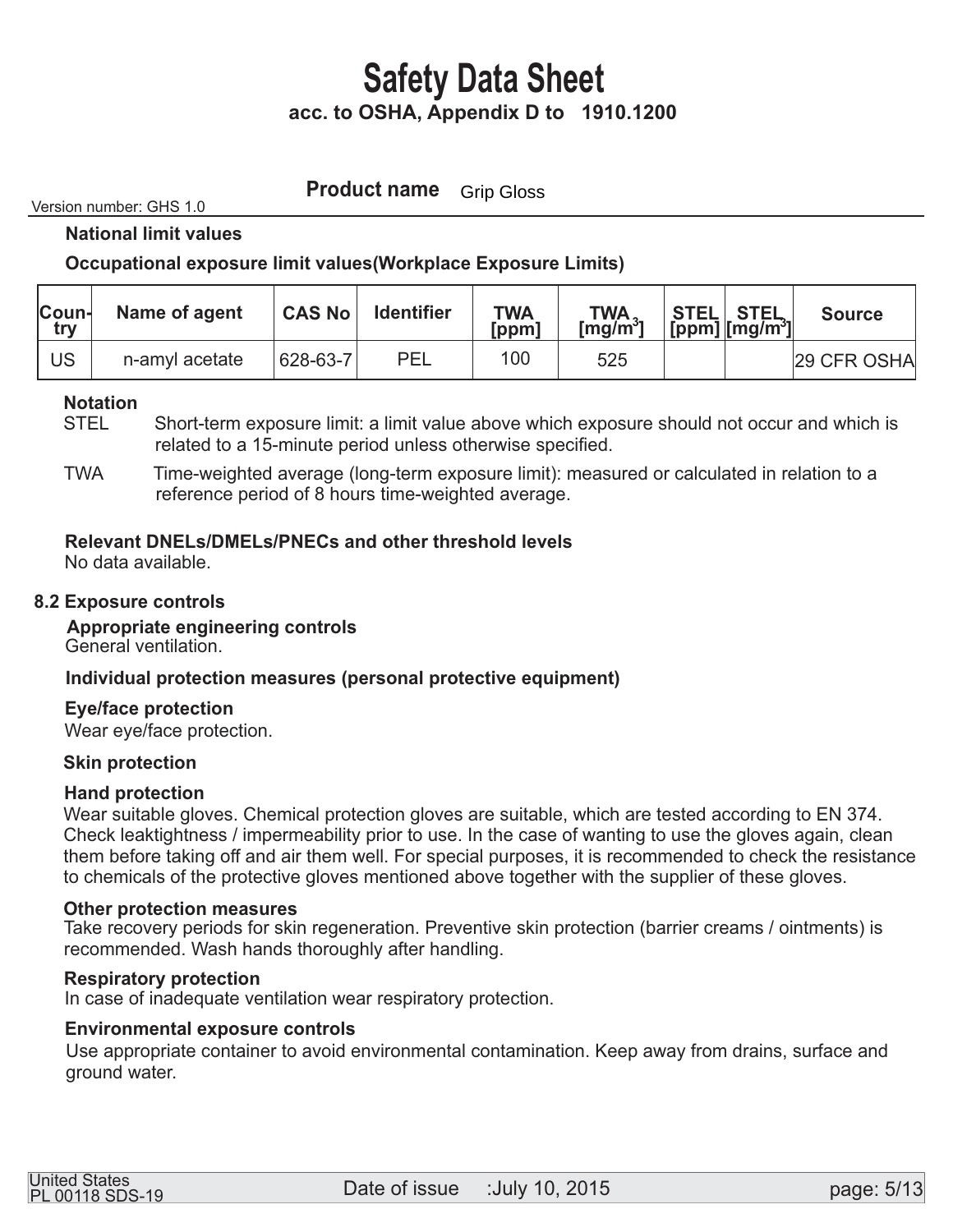# Safety Data Sheet

**acc. to OSHA, Appendix D to 1910.1200**

Version number: GHS 1.0

**Product name** Grip Gloss

**National limit values**

**Occupational exposure limit values(Workplace Exposure Limits)**

| Country | Name of agent | CAS No | Identifier | TWA [ppm] | TWA [mg/m³] | STEL [ppm] | STEL [mg/m³] | Source |
|---|---|---|---|---|---|---|---|---|
| US | n-amyl acetate | 628-63-7 | PEL | 100 | 525 | | | 29 CFR OSHA |

**Notation**

STEL Short-term exposure limit: a limit value above which exposure should not occur and which is related to a 15-minute period unless otherwise specified.

TWA Time-weighted average (long-term exposure limit): measured or calculated in relation to a reference period of 8 hours time-weighted average.

**Relevant DNELs/DMELs/PNECs and other threshold levels**

No data available.

## 8.2 Exposure controls

**Appropriate engineering controls**

General ventilation.

**Individual protection measures (personal protective equipment)**

**Eye/face protection**

Wear eye/face protection.

**Skin protection**

**Hand protection**

Wear suitable gloves. Chemical protection gloves are suitable, which are tested according to EN 374. Check leaktightness / impermeability prior to use. In the case of wanting to use the gloves again, clean them before taking off and air them well. For special purposes, it is recommended to check the resistance to chemicals of the protective gloves mentioned above together with the supplier of these gloves.

**Other protection measures**

Take recovery periods for skin regeneration. Preventive skin protection (barrier creams / ointments) is recommended. Wash hands thoroughly after handling.

**Respiratory protection**

In case of inadequate ventilation wear respiratory protection.

**Environmental exposure controls**

Use appropriate container to avoid environmental contamination. Keep away from drains, surface and ground water.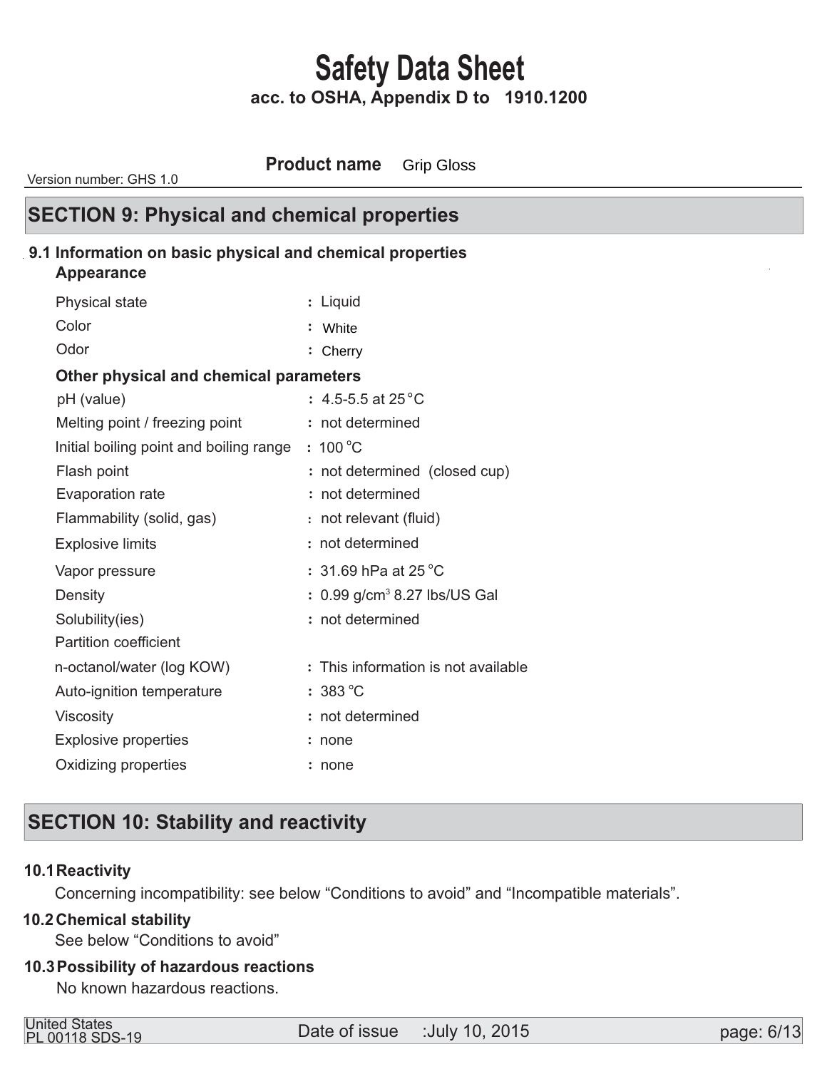# Safety Data Sheet

**acc. to OSHA, Appendix D to 1910.1200**

**Product name** Grip Gloss

Version number: GHS 1.0

## SECTION 9: Physical and chemical properties

### 9.1 Information on basic physical and chemical properties

**Appearance**

| | |
|---|---|
| Physical state | : Liquid |
| Color | : White |
| Odor | : Cherry |

**Other physical and chemical parameters**

| | |
|---|---|
| pH (value) | : 4.5-5.5 at 25 °C |
| Melting point / freezing point | : not determined |
| Initial boiling point and boiling range | : 100 °C |
| Flash point | : not determined (closed cup) |
| Evaporation rate | : not determined |
| Flammability (solid, gas) | : not relevant (fluid) |
| Explosive limits | : not determined |
| Vapor pressure | : 31.69 hPa at 25 °C |
| Density | : 0.99 g/cm$^3$ 8.27 lbs/US Gal |
| Solubility(ies) | : not determined |
| Partition coefficient n-octanol/water (log KOW) | : This information is not available |
| Auto-ignition temperature | : 383 °C |
| Viscosity | : not determined |
| Explosive properties | : none |
| Oxidizing properties | : none |

## SECTION 10: Stability and reactivity

### 10.1 Reactivity

Concerning incompatibility: see below “Conditions to avoid” and “Incompatible materials”.

### 10.2 Chemical stability

See below “Conditions to avoid”

### 10.3 Possibility of hazardous reactions

No known hazardous reactions.

United States
PL 00118 SDS-19

Date of issue :July 10, 2015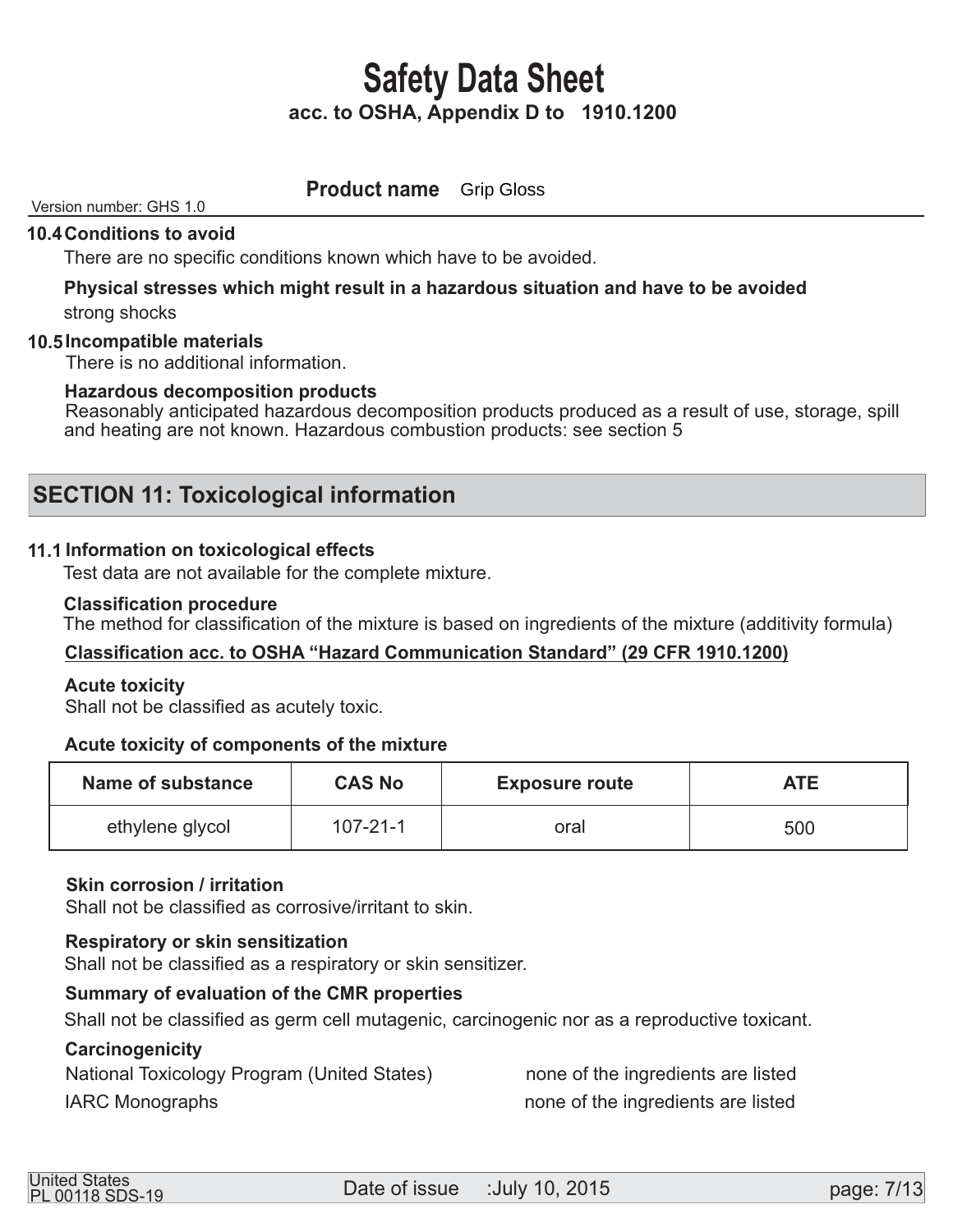#### 10.4 Conditions to avoid

There are no specific conditions known which have to be avoided.

**Physical stresses which might result in a hazardous situation and have to be avoided**

strong shocks

#### 10.5 Incompatible materials

There is no additional information.

**Hazardous decomposition products**

Reasonably anticipated hazardous decomposition products produced as a result of use, storage, spill and heating are not known. Hazardous combustion products: see section 5

## SECTION 11: Toxicological information

#### 11.1 Information on toxicological effects

Test data are not available for the complete mixture.

**Classification procedure**

The method for classification of the mixture is based on ingredients of the mixture (additivity formula)

**Classification acc. to OSHA "Hazard Communication Standard" (29 CFR 1910.1200)**

**Acute toxicity**

Shall not be classified as acutely toxic.

**Acute toxicity of components of the mixture**

| Name of substance | CAS No | Exposure route | ATE |
|---|---|---|---|
| ethylene glycol | 107-21-1 | oral | 500 |

**Skin corrosion / irritation**

Shall not be classified as corrosive/irritant to skin.

**Respiratory or skin sensitization**

Shall not be classified as a respiratory or skin sensitizer.

**Summary of evaluation of the CMR properties**

Shall not be classified as germ cell mutagenic, carcinogenic nor as a reproductive toxicant.

**Carcinogenicity**

National Toxicology Program (United States) — none of the ingredients are listed

IARC Monographs — none of the ingredients are listed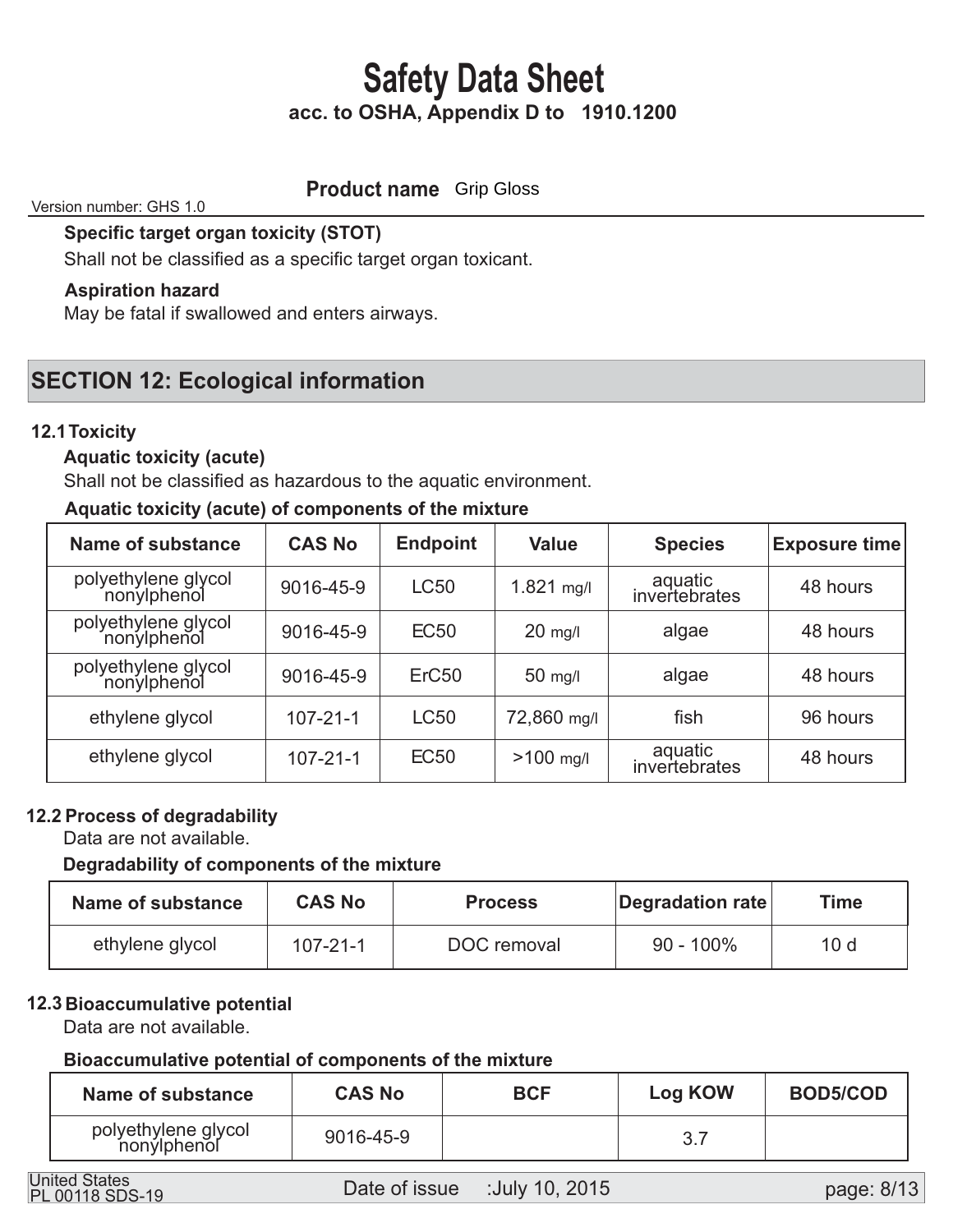**Specific target organ toxicity (STOT)**

Shall not be classified as a specific target organ toxicant.

**Aspiration hazard**

May be fatal if swallowed and enters airways.

## SECTION 12: Ecological information

### 12.1 Toxicity

**Aquatic toxicity (acute)**

Shall not be classified as hazardous to the aquatic environment.

**Aquatic toxicity (acute) of components of the mixture**

| Name of substance | CAS No | Endpoint | Value | Species | Exposure time |
|---|---|---|---|---|---|
| polyethylene glycol nonylphenol | 9016-45-9 | LC50 | 1.821 mg/l | aquatic invertebrates | 48 hours |
| polyethylene glycol nonylphenol | 9016-45-9 | EC50 | 20 mg/l | algae | 48 hours |
| polyethylene glycol nonylphenol | 9016-45-9 | ErC50 | 50 mg/l | algae | 48 hours |
| ethylene glycol | 107-21-1 | LC50 | 72,860 mg/l | fish | 96 hours |
| ethylene glycol | 107-21-1 | EC50 | >100 mg/l | aquatic invertebrates | 48 hours |

### 12.2 Process of degradability

Data are not available.

**Degradability of components of the mixture**

| Name of substance | CAS No | Process | Degradation rate | Time |
|---|---|---|---|---|
| ethylene glycol | 107-21-1 | DOC removal | 90 - 100% | 10 d |

### 12.3 Bioaccumulative potential

Data are not available.

**Bioaccumulative potential of components of the mixture**

| Name of substance | CAS No | BCF | Log KOW | BOD5/COD |
|---|---|---|---|---|
| polyethylene glycol nonylphenol | 9016-45-9 | | 3.7 | |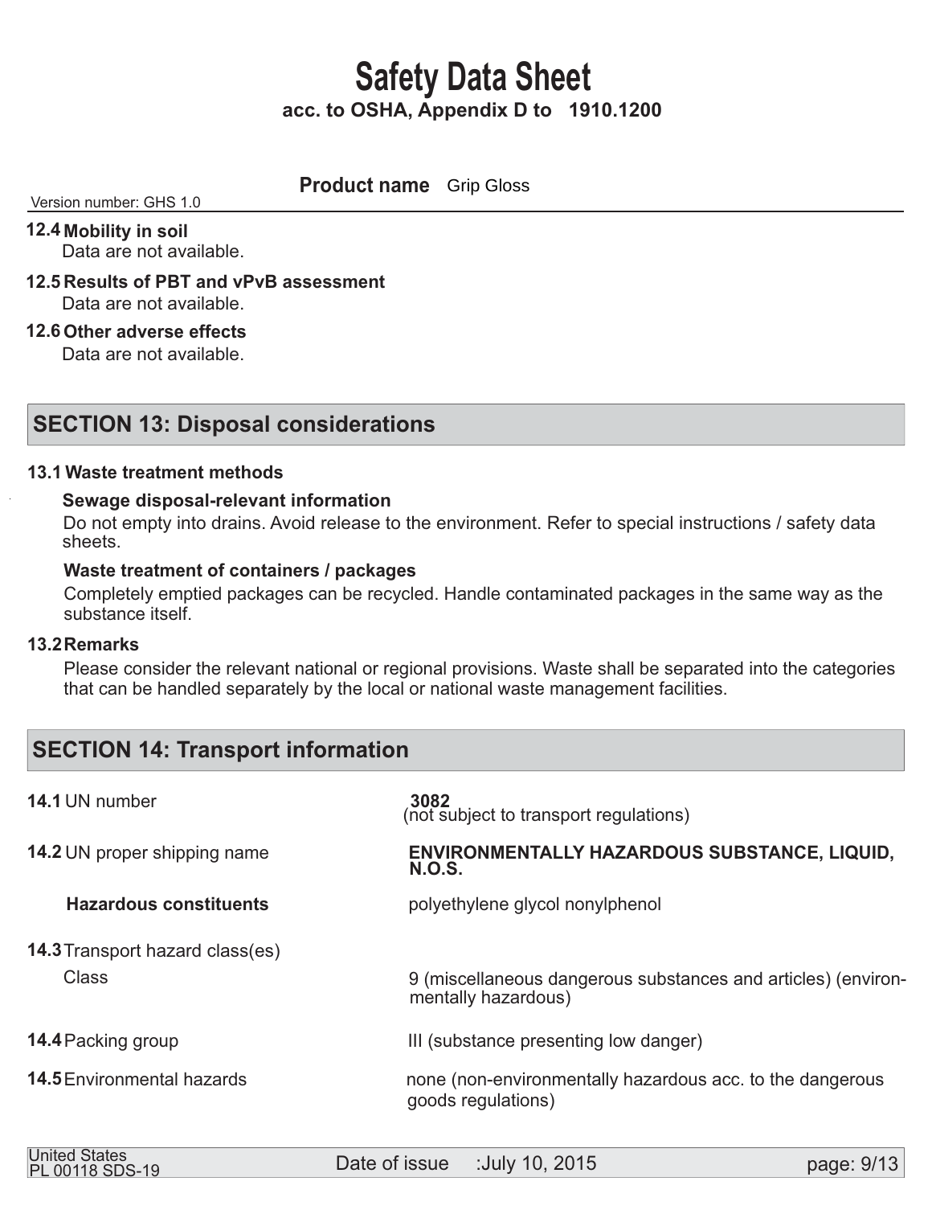**12.4 Mobility in soil**

Data are not available.

**12.5 Results of PBT and vPvB assessment**

Data are not available.

**12.6 Other adverse effects**

Data are not available.

## SECTION 13: Disposal considerations

**13.1 Waste treatment methods**

**Sewage disposal-relevant information**

Do not empty into drains. Avoid release to the environment. Refer to special instructions / safety data sheets.

**Waste treatment of containers / packages**

Completely emptied packages can be recycled. Handle contaminated packages in the same way as the substance itself.

**13.2 Remarks**

Please consider the relevant national or regional provisions. Waste shall be separated into the categories that can be handled separately by the local or national waste management facilities.

## SECTION 14: Transport information

| | |
|---|---|
| **14.1** UN number | **3082** (not subject to transport regulations) |
| **14.2** UN proper shipping name | **ENVIRONMENTALLY HAZARDOUS SUBSTANCE, LIQUID, N.O.S.** |
| **Hazardous constituents** | polyethylene glycol nonylphenol |
| **14.3** Transport hazard class(es) | |
| Class | 9 (miscellaneous dangerous substances and articles) (environmentally hazardous) |
| **14.4** Packing group | III (substance presenting low danger) |
| **14.5** Environmental hazards | none (non-environmentally hazardous acc. to the dangerous goods regulations) |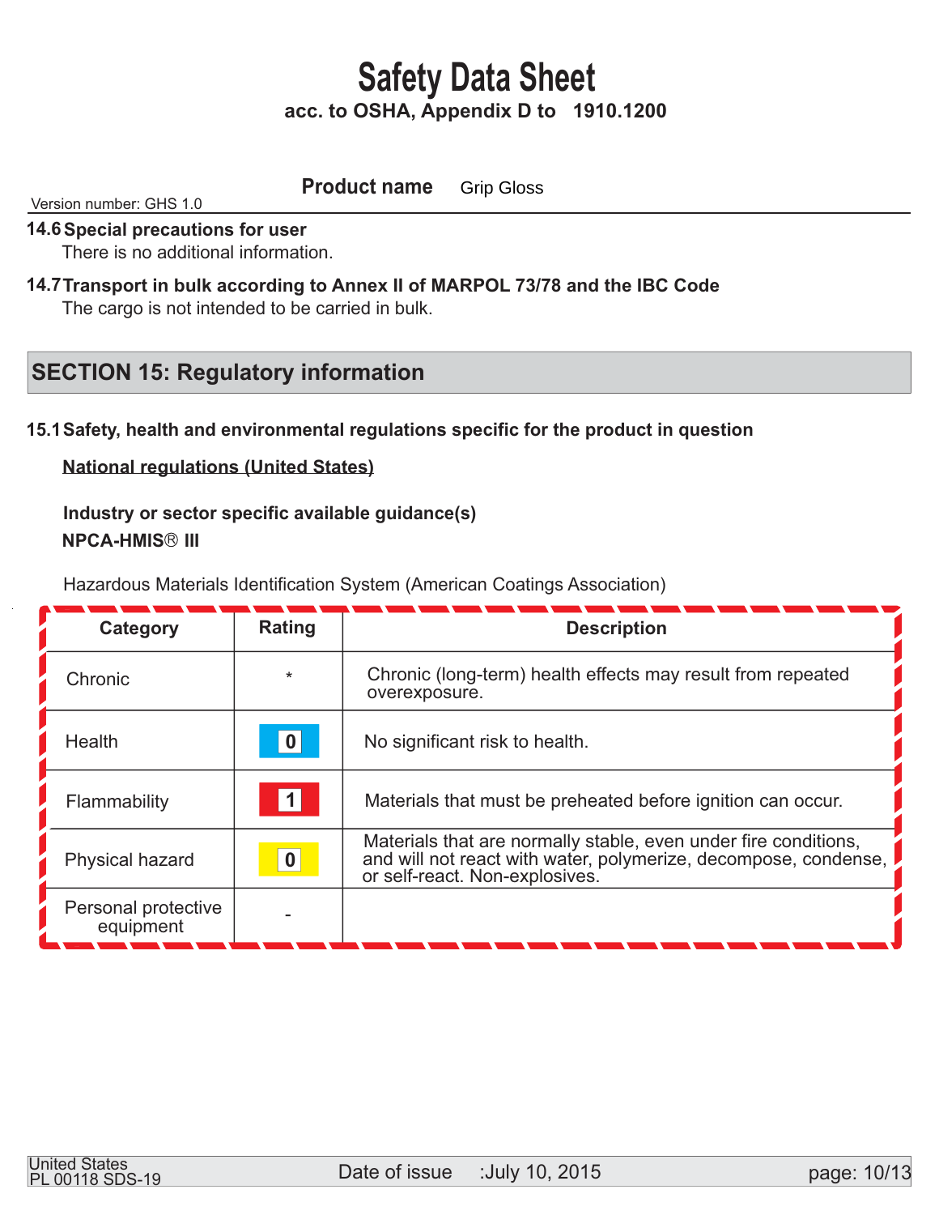**14.6 Special precautions for user**

There is no additional information.

**14.7 Transport in bulk according to Annex II of MARPOL 73/78 and the IBC Code**

The cargo is not intended to be carried in bulk.

## SECTION 15: Regulatory information

**15.1 Safety, health and environmental regulations specific for the product in question**

**National regulations (United States)**

**Industry or sector specific available guidance(s)**

**NPCA-HMIS® III**

Hazardous Materials Identification System (American Coatings Association)

| Category | Rating | Description |
|---|---|---|
| Chronic | * | Chronic (long-term) health effects may result from repeated overexposure. |
| Health | 0 | No significant risk to health. |
| Flammability | 1 | Materials that must be preheated before ignition can occur. |
| Physical hazard | 0 | Materials that are normally stable, even under fire conditions, and will not react with water, polymerize, decompose, condense, or self-react. Non-explosives. |
| Personal protective equipment | - | |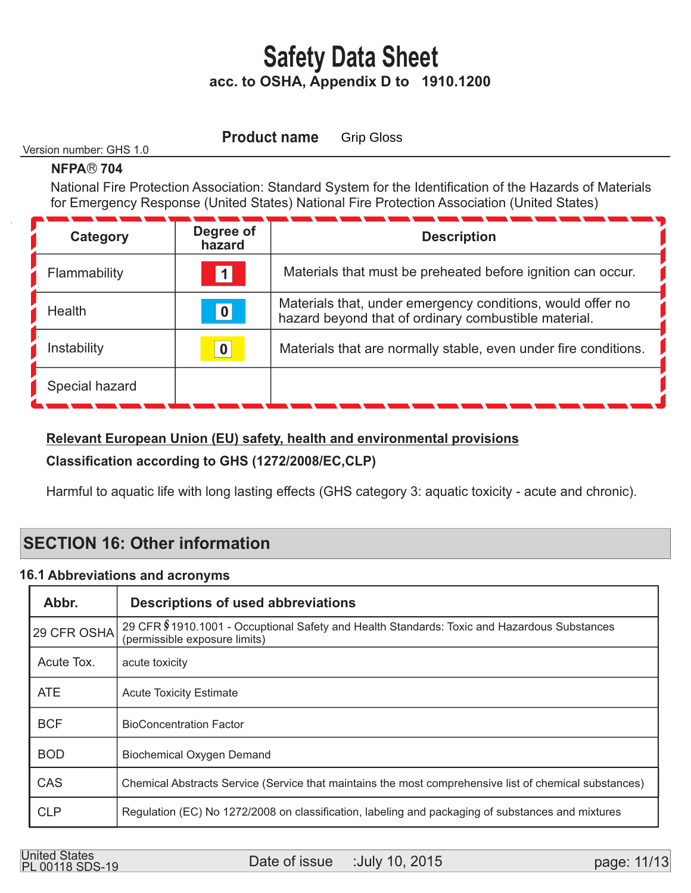# Safety Data Sheet

**acc. to OSHA, Appendix D to 1910.1200**

**Product name** Grip Gloss

Version number: GHS 1.0

**NFPA® 704**

National Fire Protection Association: Standard System for the Identification of the Hazards of Materials for Emergency Response (United States) National Fire Protection Association (United States)

| Category | Degree of hazard | Description |
|---|---|---|
| Flammability | 1 | Materials that must be preheated before ignition can occur. |
| Health | 0 | Materials that, under emergency conditions, would offer no hazard beyond that of ordinary combustible material. |
| Instability | 0 | Materials that are normally stable, even under fire conditions. |
| Special hazard | | |

**Relevant European Union (EU) safety, health and environmental provisions**

**Classification according to GHS (1272/2008/EC,CLP)**

Harmful to aquatic life with long lasting effects (GHS category 3: aquatic toxicity - acute and chronic).

## SECTION 16: Other information

### 16.1 Abbreviations and acronyms

| Abbr. | Descriptions of used abbreviations |
|---|---|
| 29 CFR OSHA | 29 CFR §1910.1001 - Occuptional Safety and Health Standards: Toxic and Hazardous Substances (permissible exposure limits) |
| Acute Tox. | acute toxicity |
| ATE | Acute Toxicity Estimate |
| BCF | BioConcentration Factor |
| BOD | Biochemical Oxygen Demand |
| CAS | Chemical Abstracts Service (Service that maintains the most comprehensive list of chemical substances) |
| CLP | Regulation (EC) No 1272/2008 on classification, labeling and packaging of substances and mixtures |

United States
PL 00118 SDS-19

Date of issue :July 10, 2015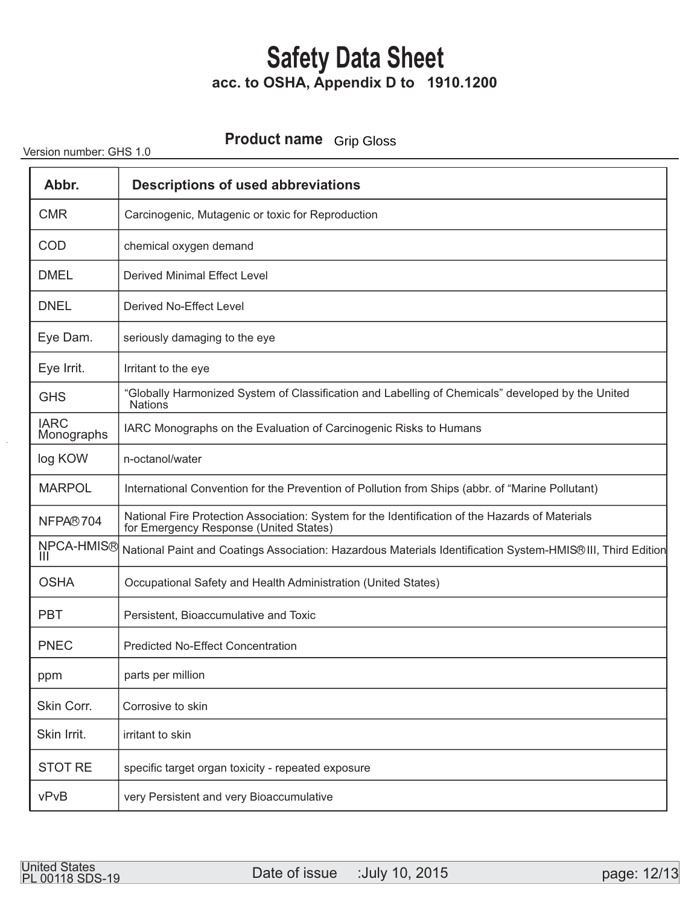# Safety Data Sheet

**acc. to OSHA, Appendix D to 1910.1200**

Version number: GHS 1.0

**Product name** Grip Gloss

| Abbr. | Descriptions of used abbreviations |
|---|---|
| CMR | Carcinogenic, Mutagenic or toxic for Reproduction |
| COD | chemical oxygen demand |
| DMEL | Derived Minimal Effect Level |
| DNEL | Derived No-Effect Level |
| Eye Dam. | seriously damaging to the eye |
| Eye Irrit. | Irritant to the eye |
| GHS | "Globally Harmonized System of Classification and Labelling of Chemicals" developed by the United Nations |
| IARC Monographs | IARC Monographs on the Evaluation of Carcinogenic Risks to Humans |
| log KOW | n-octanol/water |
| MARPOL | International Convention for the Prevention of Pollution from Ships (abbr. of "Marine Pollutant) |
| NFPA® 704 | National Fire Protection Association: System for the Identification of the Hazards of Materials for Emergency Response (United States) |
| NPCA-HMIS® III | National Paint and Coatings Association: Hazardous Materials Identification System-HMIS® III, Third Edition |
| OSHA | Occupational Safety and Health Administration (United States) |
| PBT | Persistent, Bioaccumulative and Toxic |
| PNEC | Predicted No-Effect Concentration |
| ppm | parts per million |
| Skin Corr. | Corrosive to skin |
| Skin Irrit. | irritant to skin |
| STOT RE | specific target organ toxicity - repeated exposure |
| vPvB | very Persistent and very Bioaccumulative |

United States
PL 00118 SDS-19

Date of issue :July 10, 2015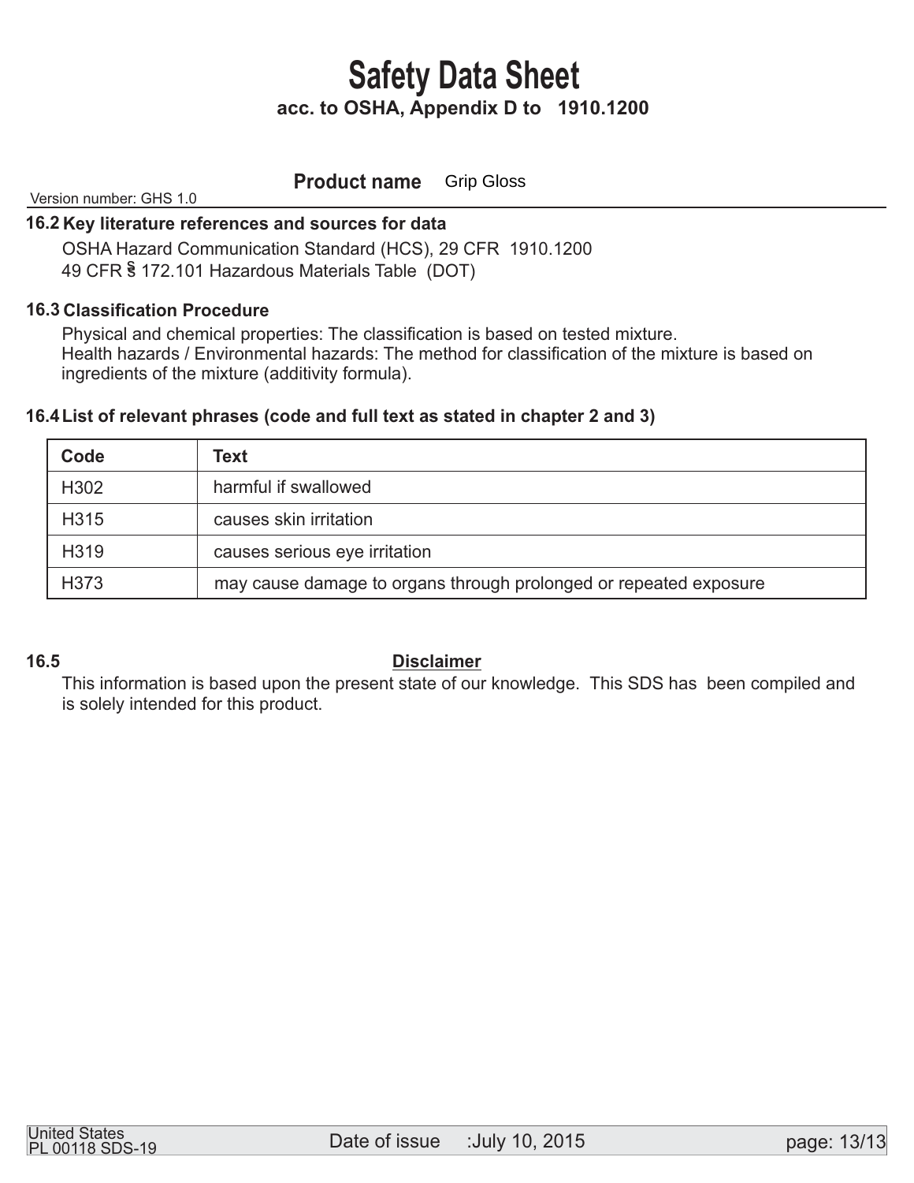## 16.2 Key literature references and sources for data

OSHA Hazard Communication Standard (HCS), 29 CFR 1910.1200
49 CFR § 172.101 Hazardous Materials Table (DOT)

## 16.3 Classification Procedure

Physical and chemical properties: The classification is based on tested mixture.
Health hazards / Environmental hazards: The method for classification of the mixture is based on ingredients of the mixture (additivity formula).

## 16.4 List of relevant phrases (code and full text as stated in chapter 2 and 3)

| Code | Text |
|---|---|
| H302 | harmful if swallowed |
| H315 | causes skin irritation |
| H319 | causes serious eye irritation |
| H373 | may cause damage to organs through prolonged or repeated exposure |

## 16.5 Disclaimer

This information is based upon the present state of our knowledge. This SDS has been compiled and is solely intended for this product.